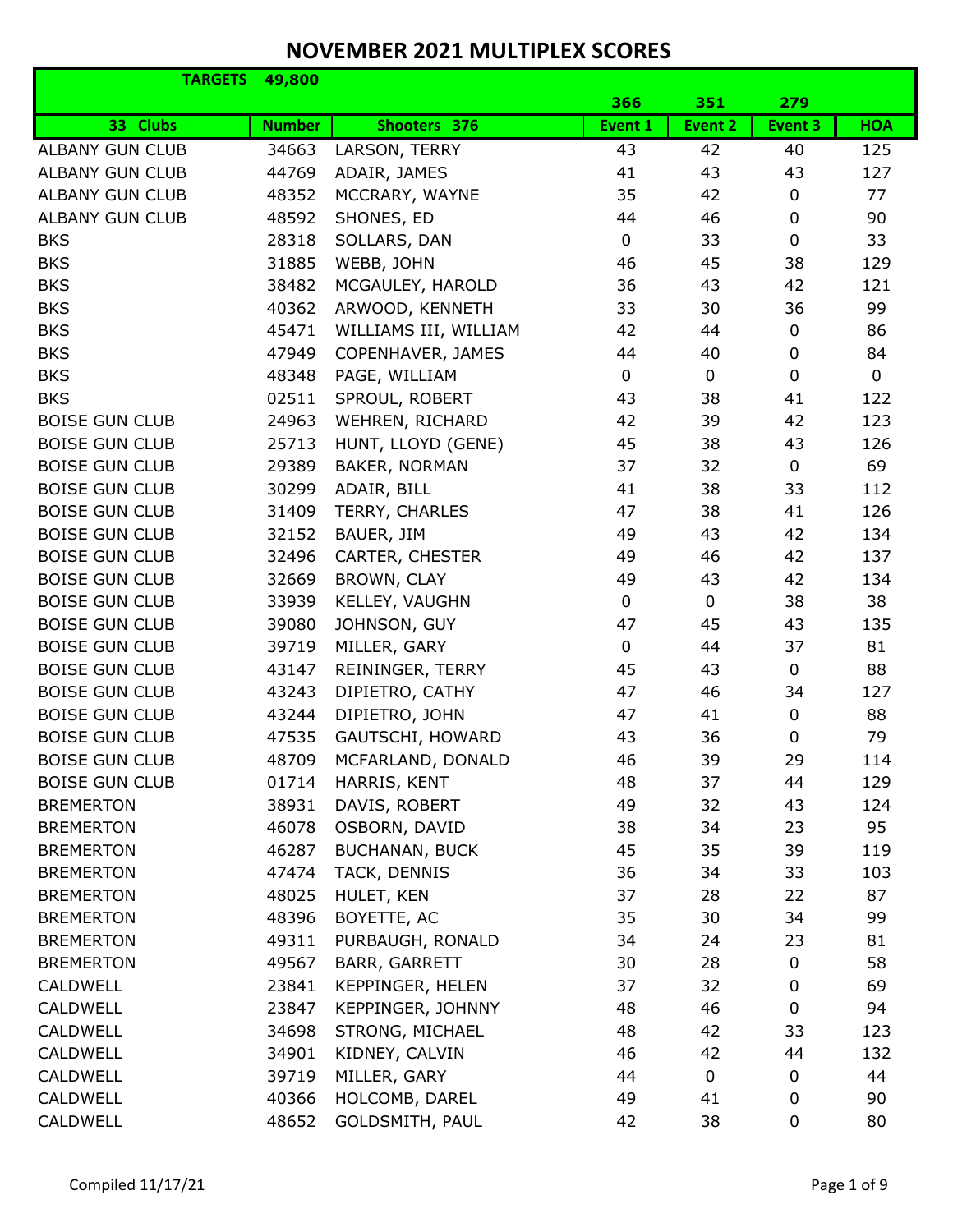# NOVEMBER 2021 MULTIPLEX SCORES

| TARGETS 49,800 | | | | | | |
|---|---|---|---|---|---|---|
| | | | 366 | 351 | 279 | |
| 33 Clubs | Number | Shooters 376 | Event 1 | Event 2 | Event 3 | HOA |
| ALBANY GUN CLUB | 34663 | LARSON, TERRY | 43 | 42 | 40 | 125 |
| ALBANY GUN CLUB | 44769 | ADAIR, JAMES | 41 | 43 | 43 | 127 |
| ALBANY GUN CLUB | 48352 | MCCRARY, WAYNE | 35 | 42 | 0 | 77 |
| ALBANY GUN CLUB | 48592 | SHONES, ED | 44 | 46 | 0 | 90 |
| BKS | 28318 | SOLLARS, DAN | 0 | 33 | 0 | 33 |
| BKS | 31885 | WEBB, JOHN | 46 | 45 | 38 | 129 |
| BKS | 38482 | MCGAULEY, HAROLD | 36 | 43 | 42 | 121 |
| BKS | 40362 | ARWOOD, KENNETH | 33 | 30 | 36 | 99 |
| BKS | 45471 | WILLIAMS III, WILLIAM | 42 | 44 | 0 | 86 |
| BKS | 47949 | COPENHAVER, JAMES | 44 | 40 | 0 | 84 |
| BKS | 48348 | PAGE, WILLIAM | 0 | 0 | 0 | 0 |
| BKS | 02511 | SPROUL, ROBERT | 43 | 38 | 41 | 122 |
| BOISE GUN CLUB | 24963 | WEHREN, RICHARD | 42 | 39 | 42 | 123 |
| BOISE GUN CLUB | 25713 | HUNT, LLOYD (GENE) | 45 | 38 | 43 | 126 |
| BOISE GUN CLUB | 29389 | BAKER, NORMAN | 37 | 32 | 0 | 69 |
| BOISE GUN CLUB | 30299 | ADAIR, BILL | 41 | 38 | 33 | 112 |
| BOISE GUN CLUB | 31409 | TERRY, CHARLES | 47 | 38 | 41 | 126 |
| BOISE GUN CLUB | 32152 | BAUER, JIM | 49 | 43 | 42 | 134 |
| BOISE GUN CLUB | 32496 | CARTER, CHESTER | 49 | 46 | 42 | 137 |
| BOISE GUN CLUB | 32669 | BROWN, CLAY | 49 | 43 | 42 | 134 |
| BOISE GUN CLUB | 33939 | KELLEY, VAUGHN | 0 | 0 | 38 | 38 |
| BOISE GUN CLUB | 39080 | JOHNSON, GUY | 47 | 45 | 43 | 135 |
| BOISE GUN CLUB | 39719 | MILLER, GARY | 0 | 44 | 37 | 81 |
| BOISE GUN CLUB | 43147 | REININGER, TERRY | 45 | 43 | 0 | 88 |
| BOISE GUN CLUB | 43243 | DIPIETRO, CATHY | 47 | 46 | 34 | 127 |
| BOISE GUN CLUB | 43244 | DIPIETRO, JOHN | 47 | 41 | 0 | 88 |
| BOISE GUN CLUB | 47535 | GAUTSCHI, HOWARD | 43 | 36 | 0 | 79 |
| BOISE GUN CLUB | 48709 | MCFARLAND, DONALD | 46 | 39 | 29 | 114 |
| BOISE GUN CLUB | 01714 | HARRIS, KENT | 48 | 37 | 44 | 129 |
| BREMERTON | 38931 | DAVIS, ROBERT | 49 | 32 | 43 | 124 |
| BREMERTON | 46078 | OSBORN, DAVID | 38 | 34 | 23 | 95 |
| BREMERTON | 46287 | BUCHANAN, BUCK | 45 | 35 | 39 | 119 |
| BREMERTON | 47474 | TACK, DENNIS | 36 | 34 | 33 | 103 |
| BREMERTON | 48025 | HULET, KEN | 37 | 28 | 22 | 87 |
| BREMERTON | 48396 | BOYETTE, AC | 35 | 30 | 34 | 99 |
| BREMERTON | 49311 | PURBAUGH, RONALD | 34 | 24 | 23 | 81 |
| BREMERTON | 49567 | BARR, GARRETT | 30 | 28 | 0 | 58 |
| CALDWELL | 23841 | KEPPINGER, HELEN | 37 | 32 | 0 | 69 |
| CALDWELL | 23847 | KEPPINGER, JOHNNY | 48 | 46 | 0 | 94 |
| CALDWELL | 34698 | STRONG, MICHAEL | 48 | 42 | 33 | 123 |
| CALDWELL | 34901 | KIDNEY, CALVIN | 46 | 42 | 44 | 132 |
| CALDWELL | 39719 | MILLER, GARY | 44 | 0 | 0 | 44 |
| CALDWELL | 40366 | HOLCOMB, DAREL | 49 | 41 | 0 | 90 |
| CALDWELL | 48652 | GOLDSMITH, PAUL | 42 | 38 | 0 | 80 |

Compiled 11/17/21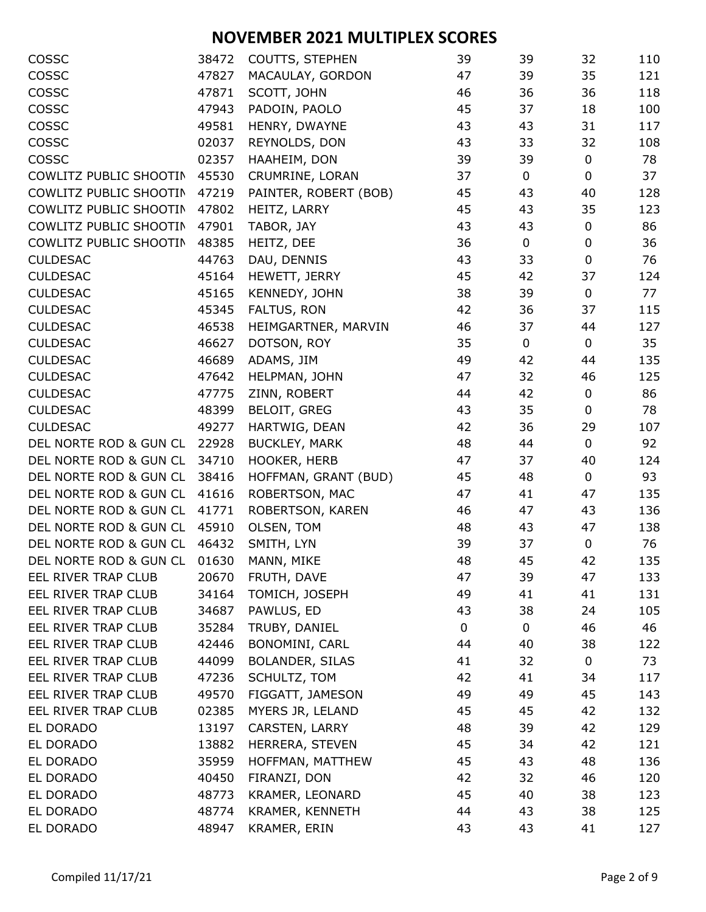# NOVEMBER 2021 MULTIPLEX SCORES

| | | | | | | |
|---|---|---|---|---|---|---|
| COSSC | 38472 | COUTTS, STEPHEN | 39 | 39 | 32 | 110 |
| COSSC | 47827 | MACAULAY, GORDON | 47 | 39 | 35 | 121 |
| COSSC | 47871 | SCOTT, JOHN | 46 | 36 | 36 | 118 |
| COSSC | 47943 | PADOIN, PAOLO | 45 | 37 | 18 | 100 |
| COSSC | 49581 | HENRY, DWAYNE | 43 | 43 | 31 | 117 |
| COSSC | 02037 | REYNOLDS, DON | 43 | 33 | 32 | 108 |
| COSSC | 02357 | HAAHEIM, DON | 39 | 39 | 0 | 78 |
| COWLITZ PUBLIC SHOOTIN | 45530 | CRUMRINE, LORAN | 37 | 0 | 0 | 37 |
| COWLITZ PUBLIC SHOOTIN | 47219 | PAINTER, ROBERT (BOB) | 45 | 43 | 40 | 128 |
| COWLITZ PUBLIC SHOOTIN | 47802 | HEITZ, LARRY | 45 | 43 | 35 | 123 |
| COWLITZ PUBLIC SHOOTIN | 47901 | TABOR, JAY | 43 | 43 | 0 | 86 |
| COWLITZ PUBLIC SHOOTIN | 48385 | HEITZ, DEE | 36 | 0 | 0 | 36 |
| CULDESAC | 44763 | DAU, DENNIS | 43 | 33 | 0 | 76 |
| CULDESAC | 45164 | HEWETT, JERRY | 45 | 42 | 37 | 124 |
| CULDESAC | 45165 | KENNEDY, JOHN | 38 | 39 | 0 | 77 |
| CULDESAC | 45345 | FALTUS, RON | 42 | 36 | 37 | 115 |
| CULDESAC | 46538 | HEIMGARTNER, MARVIN | 46 | 37 | 44 | 127 |
| CULDESAC | 46627 | DOTSON, ROY | 35 | 0 | 0 | 35 |
| CULDESAC | 46689 | ADAMS, JIM | 49 | 42 | 44 | 135 |
| CULDESAC | 47642 | HELPMAN, JOHN | 47 | 32 | 46 | 125 |
| CULDESAC | 47775 | ZINN, ROBERT | 44 | 42 | 0 | 86 |
| CULDESAC | 48399 | BELOIT, GREG | 43 | 35 | 0 | 78 |
| CULDESAC | 49277 | HARTWIG, DEAN | 42 | 36 | 29 | 107 |
| DEL NORTE ROD & GUN CL | 22928 | BUCKLEY, MARK | 48 | 44 | 0 | 92 |
| DEL NORTE ROD & GUN CL | 34710 | HOOKER, HERB | 47 | 37 | 40 | 124 |
| DEL NORTE ROD & GUN CL | 38416 | HOFFMAN, GRANT (BUD) | 45 | 48 | 0 | 93 |
| DEL NORTE ROD & GUN CL | 41616 | ROBERTSON, MAC | 47 | 41 | 47 | 135 |
| DEL NORTE ROD & GUN CL | 41771 | ROBERTSON, KAREN | 46 | 47 | 43 | 136 |
| DEL NORTE ROD & GUN CL | 45910 | OLSEN, TOM | 48 | 43 | 47 | 138 |
| DEL NORTE ROD & GUN CL | 46432 | SMITH, LYN | 39 | 37 | 0 | 76 |
| DEL NORTE ROD & GUN CL | 01630 | MANN, MIKE | 48 | 45 | 42 | 135 |
| EEL RIVER TRAP CLUB | 20670 | FRUTH, DAVE | 47 | 39 | 47 | 133 |
| EEL RIVER TRAP CLUB | 34164 | TOMICH, JOSEPH | 49 | 41 | 41 | 131 |
| EEL RIVER TRAP CLUB | 34687 | PAWLUS, ED | 43 | 38 | 24 | 105 |
| EEL RIVER TRAP CLUB | 35284 | TRUBY, DANIEL | 0 | 0 | 46 | 46 |
| EEL RIVER TRAP CLUB | 42446 | BONOMINI, CARL | 44 | 40 | 38 | 122 |
| EEL RIVER TRAP CLUB | 44099 | BOLANDER, SILAS | 41 | 32 | 0 | 73 |
| EEL RIVER TRAP CLUB | 47236 | SCHULTZ, TOM | 42 | 41 | 34 | 117 |
| EEL RIVER TRAP CLUB | 49570 | FIGGATT, JAMESON | 49 | 49 | 45 | 143 |
| EEL RIVER TRAP CLUB | 02385 | MYERS JR, LELAND | 45 | 45 | 42 | 132 |
| EL DORADO | 13197 | CARSTEN, LARRY | 48 | 39 | 42 | 129 |
| EL DORADO | 13882 | HERRERA, STEVEN | 45 | 34 | 42 | 121 |
| EL DORADO | 35959 | HOFFMAN, MATTHEW | 45 | 43 | 48 | 136 |
| EL DORADO | 40450 | FIRANZI, DON | 42 | 32 | 46 | 120 |
| EL DORADO | 48773 | KRAMER, LEONARD | 45 | 40 | 38 | 123 |
| EL DORADO | 48774 | KRAMER, KENNETH | 44 | 43 | 38 | 125 |
| EL DORADO | 48947 | KRAMER, ERIN | 43 | 43 | 41 | 127 |

Compiled 11/17/21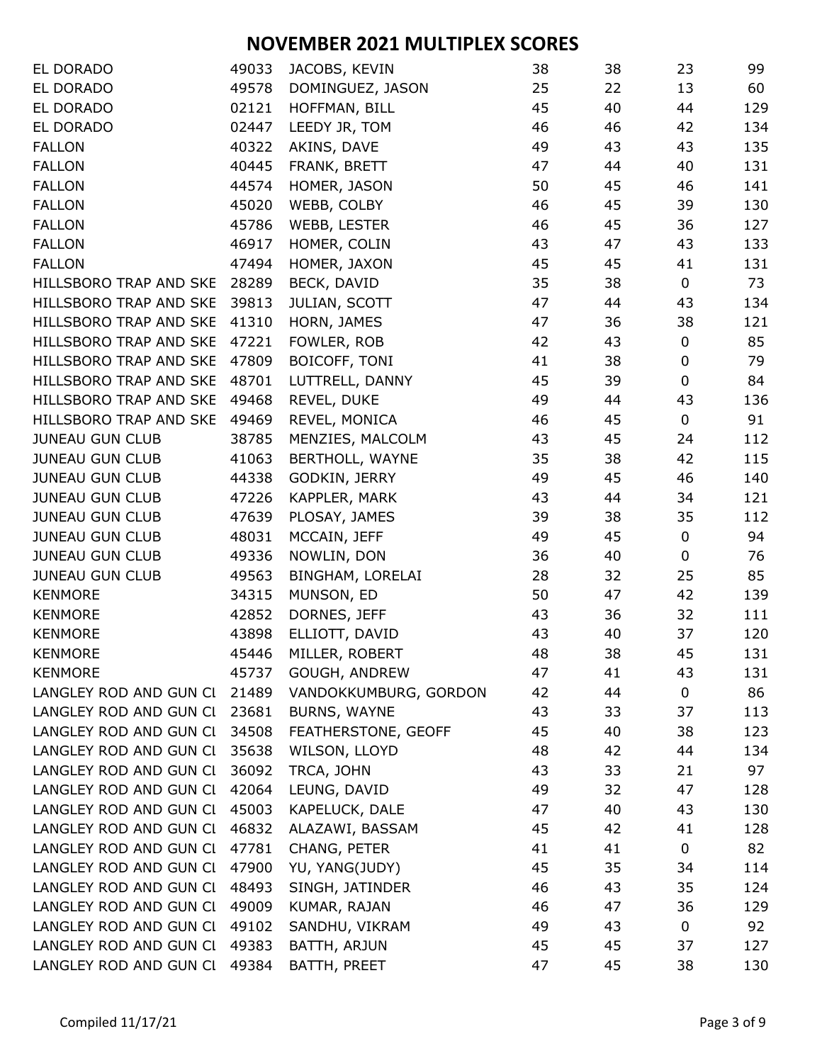# NOVEMBER 2021 MULTIPLEX SCORES

| | | | | | | |
|---|---|---|---|---|---|---|
| EL DORADO | 49033 | JACOBS, KEVIN | 38 | 38 | 23 | 99 |
| EL DORADO | 49578 | DOMINGUEZ, JASON | 25 | 22 | 13 | 60 |
| EL DORADO | 02121 | HOFFMAN, BILL | 45 | 40 | 44 | 129 |
| EL DORADO | 02447 | LEEDY JR, TOM | 46 | 46 | 42 | 134 |
| FALLON | 40322 | AKINS, DAVE | 49 | 43 | 43 | 135 |
| FALLON | 40445 | FRANK, BRETT | 47 | 44 | 40 | 131 |
| FALLON | 44574 | HOMER, JASON | 50 | 45 | 46 | 141 |
| FALLON | 45020 | WEBB, COLBY | 46 | 45 | 39 | 130 |
| FALLON | 45786 | WEBB, LESTER | 46 | 45 | 36 | 127 |
| FALLON | 46917 | HOMER, COLIN | 43 | 47 | 43 | 133 |
| FALLON | 47494 | HOMER, JAXON | 45 | 45 | 41 | 131 |
| HILLSBORO TRAP AND SKE | 28289 | BECK, DAVID | 35 | 38 | 0 | 73 |
| HILLSBORO TRAP AND SKE | 39813 | JULIAN, SCOTT | 47 | 44 | 43 | 134 |
| HILLSBORO TRAP AND SKE | 41310 | HORN, JAMES | 47 | 36 | 38 | 121 |
| HILLSBORO TRAP AND SKE | 47221 | FOWLER, ROB | 42 | 43 | 0 | 85 |
| HILLSBORO TRAP AND SKE | 47809 | BOICOFF, TONI | 41 | 38 | 0 | 79 |
| HILLSBORO TRAP AND SKE | 48701 | LUTTRELL, DANNY | 45 | 39 | 0 | 84 |
| HILLSBORO TRAP AND SKE | 49468 | REVEL, DUKE | 49 | 44 | 43 | 136 |
| HILLSBORO TRAP AND SKE | 49469 | REVEL, MONICA | 46 | 45 | 0 | 91 |
| JUNEAU GUN CLUB | 38785 | MENZIES, MALCOLM | 43 | 45 | 24 | 112 |
| JUNEAU GUN CLUB | 41063 | BERTHOLL, WAYNE | 35 | 38 | 42 | 115 |
| JUNEAU GUN CLUB | 44338 | GODKIN, JERRY | 49 | 45 | 46 | 140 |
| JUNEAU GUN CLUB | 47226 | KAPPLER, MARK | 43 | 44 | 34 | 121 |
| JUNEAU GUN CLUB | 47639 | PLOSAY, JAMES | 39 | 38 | 35 | 112 |
| JUNEAU GUN CLUB | 48031 | MCCAIN, JEFF | 49 | 45 | 0 | 94 |
| JUNEAU GUN CLUB | 49336 | NOWLIN, DON | 36 | 40 | 0 | 76 |
| JUNEAU GUN CLUB | 49563 | BINGHAM, LORELAI | 28 | 32 | 25 | 85 |
| KENMORE | 34315 | MUNSON, ED | 50 | 47 | 42 | 139 |
| KENMORE | 42852 | DORNES, JEFF | 43 | 36 | 32 | 111 |
| KENMORE | 43898 | ELLIOTT, DAVID | 43 | 40 | 37 | 120 |
| KENMORE | 45446 | MILLER, ROBERT | 48 | 38 | 45 | 131 |
| KENMORE | 45737 | GOUGH, ANDREW | 47 | 41 | 43 | 131 |
| LANGLEY ROD AND GUN Cl | 21489 | VANDOKKUMBURG, GORDON | 42 | 44 | 0 | 86 |
| LANGLEY ROD AND GUN Cl | 23681 | BURNS, WAYNE | 43 | 33 | 37 | 113 |
| LANGLEY ROD AND GUN Cl | 34508 | FEATHERSTONE, GEOFF | 45 | 40 | 38 | 123 |
| LANGLEY ROD AND GUN Cl | 35638 | WILSON, LLOYD | 48 | 42 | 44 | 134 |
| LANGLEY ROD AND GUN Cl | 36092 | TRCA, JOHN | 43 | 33 | 21 | 97 |
| LANGLEY ROD AND GUN Cl | 42064 | LEUNG, DAVID | 49 | 32 | 47 | 128 |
| LANGLEY ROD AND GUN Cl | 45003 | KAPELUCK, DALE | 47 | 40 | 43 | 130 |
| LANGLEY ROD AND GUN Cl | 46832 | ALAZAWI, BASSAM | 45 | 42 | 41 | 128 |
| LANGLEY ROD AND GUN Cl | 47781 | CHANG, PETER | 41 | 41 | 0 | 82 |
| LANGLEY ROD AND GUN Cl | 47900 | YU, YANG(JUDY) | 45 | 35 | 34 | 114 |
| LANGLEY ROD AND GUN Cl | 48493 | SINGH, JATINDER | 46 | 43 | 35 | 124 |
| LANGLEY ROD AND GUN Cl | 49009 | KUMAR, RAJAN | 46 | 47 | 36 | 129 |
| LANGLEY ROD AND GUN Cl | 49102 | SANDHU, VIKRAM | 49 | 43 | 0 | 92 |
| LANGLEY ROD AND GUN Cl | 49383 | BATTH, ARJUN | 45 | 45 | 37 | 127 |
| LANGLEY ROD AND GUN Cl | 49384 | BATTH, PREET | 47 | 45 | 38 | 130 |

Compiled 11/17/21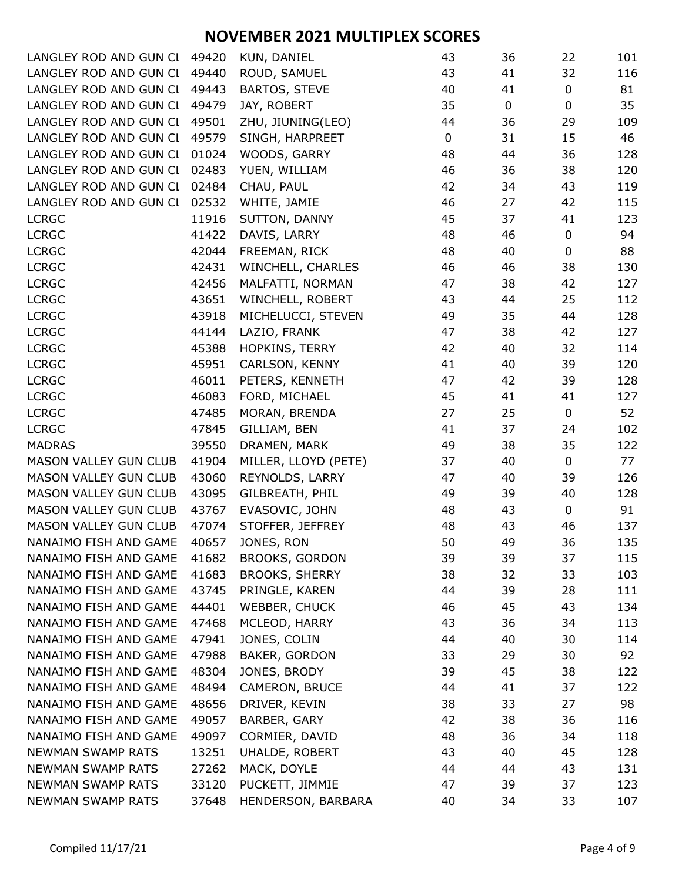# NOVEMBER 2021 MULTIPLEX SCORES

| | | | | | | |
|---|---|---|---|---|---|---|
| LANGLEY ROD AND GUN CI | 49420 | KUN, DANIEL | 43 | 36 | 22 | 101 |
| LANGLEY ROD AND GUN CI | 49440 | ROUD, SAMUEL | 43 | 41 | 32 | 116 |
| LANGLEY ROD AND GUN CI | 49443 | BARTOS, STEVE | 40 | 41 | 0 | 81 |
| LANGLEY ROD AND GUN CI | 49479 | JAY, ROBERT | 35 | 0 | 0 | 35 |
| LANGLEY ROD AND GUN CI | 49501 | ZHU, JIUNING(LEO) | 44 | 36 | 29 | 109 |
| LANGLEY ROD AND GUN CI | 49579 | SINGH, HARPREET | 0 | 31 | 15 | 46 |
| LANGLEY ROD AND GUN CI | 01024 | WOODS, GARRY | 48 | 44 | 36 | 128 |
| LANGLEY ROD AND GUN CI | 02483 | YUEN, WILLIAM | 46 | 36 | 38 | 120 |
| LANGLEY ROD AND GUN CI | 02484 | CHAU, PAUL | 42 | 34 | 43 | 119 |
| LANGLEY ROD AND GUN CI | 02532 | WHITE, JAMIE | 46 | 27 | 42 | 115 |
| LCRGC | 11916 | SUTTON, DANNY | 45 | 37 | 41 | 123 |
| LCRGC | 41422 | DAVIS, LARRY | 48 | 46 | 0 | 94 |
| LCRGC | 42044 | FREEMAN, RICK | 48 | 40 | 0 | 88 |
| LCRGC | 42431 | WINCHELL, CHARLES | 46 | 46 | 38 | 130 |
| LCRGC | 42456 | MALFATTI, NORMAN | 47 | 38 | 42 | 127 |
| LCRGC | 43651 | WINCHELL, ROBERT | 43 | 44 | 25 | 112 |
| LCRGC | 43918 | MICHELUCCI, STEVEN | 49 | 35 | 44 | 128 |
| LCRGC | 44144 | LAZIO, FRANK | 47 | 38 | 42 | 127 |
| LCRGC | 45388 | HOPKINS, TERRY | 42 | 40 | 32 | 114 |
| LCRGC | 45951 | CARLSON, KENNY | 41 | 40 | 39 | 120 |
| LCRGC | 46011 | PETERS, KENNETH | 47 | 42 | 39 | 128 |
| LCRGC | 46083 | FORD, MICHAEL | 45 | 41 | 41 | 127 |
| LCRGC | 47485 | MORAN, BRENDA | 27 | 25 | 0 | 52 |
| LCRGC | 47845 | GILLIAM, BEN | 41 | 37 | 24 | 102 |
| MADRAS | 39550 | DRAMEN, MARK | 49 | 38 | 35 | 122 |
| MASON VALLEY GUN CLUB | 41904 | MILLER, LLOYD (PETE) | 37 | 40 | 0 | 77 |
| MASON VALLEY GUN CLUB | 43060 | REYNOLDS, LARRY | 47 | 40 | 39 | 126 |
| MASON VALLEY GUN CLUB | 43095 | GILBREATH, PHIL | 49 | 39 | 40 | 128 |
| MASON VALLEY GUN CLUB | 43767 | EVASOVIC, JOHN | 48 | 43 | 0 | 91 |
| MASON VALLEY GUN CLUB | 47074 | STOFFER, JEFFREY | 48 | 43 | 46 | 137 |
| NANAIMO FISH AND GAME | 40657 | JONES, RON | 50 | 49 | 36 | 135 |
| NANAIMO FISH AND GAME | 41682 | BROOKS, GORDON | 39 | 39 | 37 | 115 |
| NANAIMO FISH AND GAME | 41683 | BROOKS, SHERRY | 38 | 32 | 33 | 103 |
| NANAIMO FISH AND GAME | 43745 | PRINGLE, KAREN | 44 | 39 | 28 | 111 |
| NANAIMO FISH AND GAME | 44401 | WEBBER, CHUCK | 46 | 45 | 43 | 134 |
| NANAIMO FISH AND GAME | 47468 | MCLEOD, HARRY | 43 | 36 | 34 | 113 |
| NANAIMO FISH AND GAME | 47941 | JONES, COLIN | 44 | 40 | 30 | 114 |
| NANAIMO FISH AND GAME | 47988 | BAKER, GORDON | 33 | 29 | 30 | 92 |
| NANAIMO FISH AND GAME | 48304 | JONES, BRODY | 39 | 45 | 38 | 122 |
| NANAIMO FISH AND GAME | 48494 | CAMERON, BRUCE | 44 | 41 | 37 | 122 |
| NANAIMO FISH AND GAME | 48656 | DRIVER, KEVIN | 38 | 33 | 27 | 98 |
| NANAIMO FISH AND GAME | 49057 | BARBER, GARY | 42 | 38 | 36 | 116 |
| NANAIMO FISH AND GAME | 49097 | CORMIER, DAVID | 48 | 36 | 34 | 118 |
| NEWMAN SWAMP RATS | 13251 | UHALDE, ROBERT | 43 | 40 | 45 | 128 |
| NEWMAN SWAMP RATS | 27262 | MACK, DOYLE | 44 | 44 | 43 | 131 |
| NEWMAN SWAMP RATS | 33120 | PUCKETT, JIMMIE | 47 | 39 | 37 | 123 |
| NEWMAN SWAMP RATS | 37648 | HENDERSON, BARBARA | 40 | 34 | 33 | 107 |

Compiled 11/17/21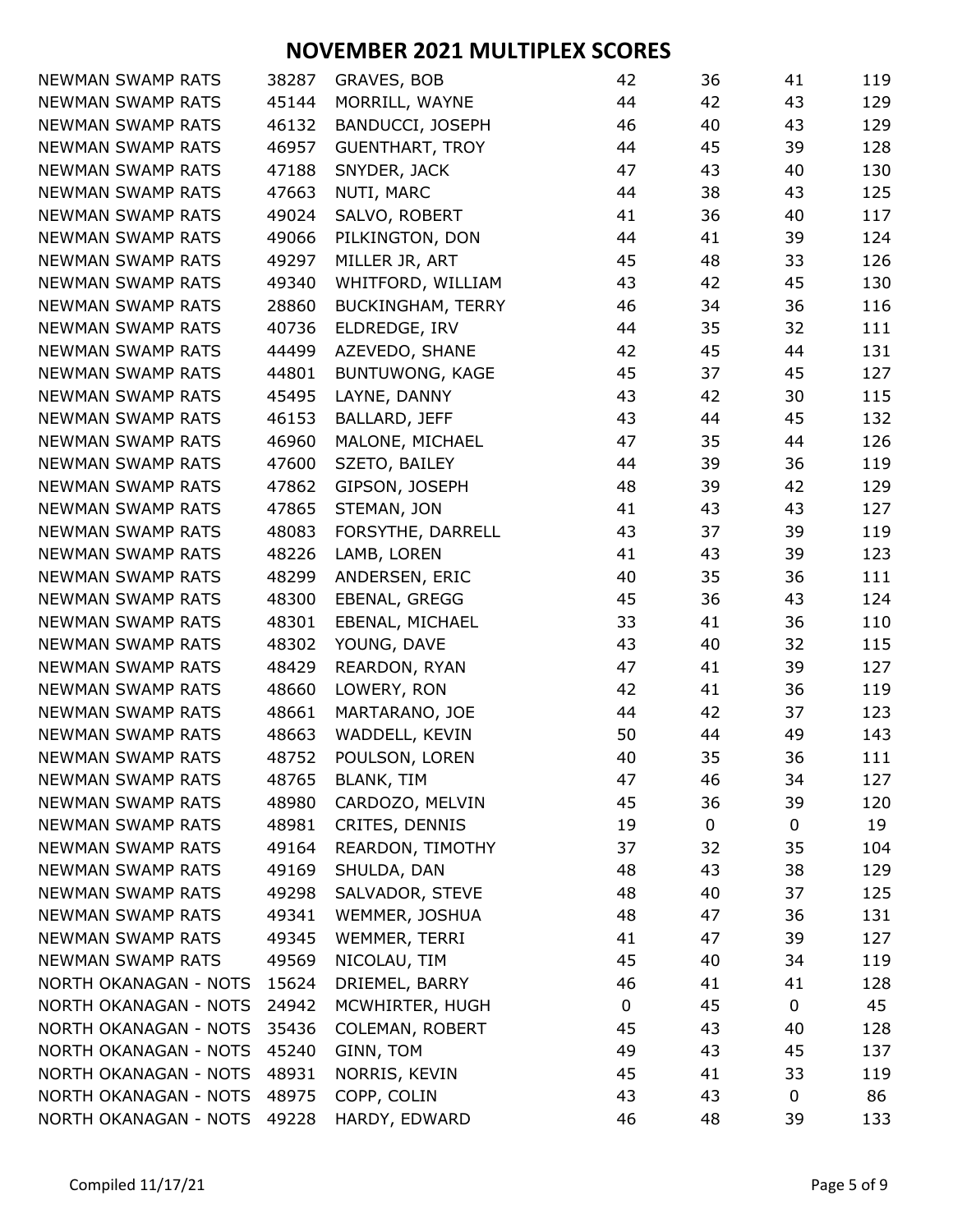# NOVEMBER 2021 MULTIPLEX SCORES

| | | | | | | |
|---|---|---|---|---|---|---|
| NEWMAN SWAMP RATS | 38287 | GRAVES, BOB | 42 | 36 | 41 | 119 |
| NEWMAN SWAMP RATS | 45144 | MORRILL, WAYNE | 44 | 42 | 43 | 129 |
| NEWMAN SWAMP RATS | 46132 | BANDUCCI, JOSEPH | 46 | 40 | 43 | 129 |
| NEWMAN SWAMP RATS | 46957 | GUENTHART, TROY | 44 | 45 | 39 | 128 |
| NEWMAN SWAMP RATS | 47188 | SNYDER, JACK | 47 | 43 | 40 | 130 |
| NEWMAN SWAMP RATS | 47663 | NUTI, MARC | 44 | 38 | 43 | 125 |
| NEWMAN SWAMP RATS | 49024 | SALVO, ROBERT | 41 | 36 | 40 | 117 |
| NEWMAN SWAMP RATS | 49066 | PILKINGTON, DON | 44 | 41 | 39 | 124 |
| NEWMAN SWAMP RATS | 49297 | MILLER JR, ART | 45 | 48 | 33 | 126 |
| NEWMAN SWAMP RATS | 49340 | WHITFORD, WILLIAM | 43 | 42 | 45 | 130 |
| NEWMAN SWAMP RATS | 28860 | BUCKINGHAM, TERRY | 46 | 34 | 36 | 116 |
| NEWMAN SWAMP RATS | 40736 | ELDREDGE, IRV | 44 | 35 | 32 | 111 |
| NEWMAN SWAMP RATS | 44499 | AZEVEDO, SHANE | 42 | 45 | 44 | 131 |
| NEWMAN SWAMP RATS | 44801 | BUNTUWONG, KAGE | 45 | 37 | 45 | 127 |
| NEWMAN SWAMP RATS | 45495 | LAYNE, DANNY | 43 | 42 | 30 | 115 |
| NEWMAN SWAMP RATS | 46153 | BALLARD, JEFF | 43 | 44 | 45 | 132 |
| NEWMAN SWAMP RATS | 46960 | MALONE, MICHAEL | 47 | 35 | 44 | 126 |
| NEWMAN SWAMP RATS | 47600 | SZETO, BAILEY | 44 | 39 | 36 | 119 |
| NEWMAN SWAMP RATS | 47862 | GIPSON, JOSEPH | 48 | 39 | 42 | 129 |
| NEWMAN SWAMP RATS | 47865 | STEMAN, JON | 41 | 43 | 43 | 127 |
| NEWMAN SWAMP RATS | 48083 | FORSYTHE, DARRELL | 43 | 37 | 39 | 119 |
| NEWMAN SWAMP RATS | 48226 | LAMB, LOREN | 41 | 43 | 39 | 123 |
| NEWMAN SWAMP RATS | 48299 | ANDERSEN, ERIC | 40 | 35 | 36 | 111 |
| NEWMAN SWAMP RATS | 48300 | EBENAL, GREGG | 45 | 36 | 43 | 124 |
| NEWMAN SWAMP RATS | 48301 | EBENAL, MICHAEL | 33 | 41 | 36 | 110 |
| NEWMAN SWAMP RATS | 48302 | YOUNG, DAVE | 43 | 40 | 32 | 115 |
| NEWMAN SWAMP RATS | 48429 | REARDON, RYAN | 47 | 41 | 39 | 127 |
| NEWMAN SWAMP RATS | 48660 | LOWERY, RON | 42 | 41 | 36 | 119 |
| NEWMAN SWAMP RATS | 48661 | MARTARANO, JOE | 44 | 42 | 37 | 123 |
| NEWMAN SWAMP RATS | 48663 | WADDELL, KEVIN | 50 | 44 | 49 | 143 |
| NEWMAN SWAMP RATS | 48752 | POULSON, LOREN | 40 | 35 | 36 | 111 |
| NEWMAN SWAMP RATS | 48765 | BLANK, TIM | 47 | 46 | 34 | 127 |
| NEWMAN SWAMP RATS | 48980 | CARDOZO, MELVIN | 45 | 36 | 39 | 120 |
| NEWMAN SWAMP RATS | 48981 | CRITES, DENNIS | 19 | 0 | 0 | 19 |
| NEWMAN SWAMP RATS | 49164 | REARDON, TIMOTHY | 37 | 32 | 35 | 104 |
| NEWMAN SWAMP RATS | 49169 | SHULDA, DAN | 48 | 43 | 38 | 129 |
| NEWMAN SWAMP RATS | 49298 | SALVADOR, STEVE | 48 | 40 | 37 | 125 |
| NEWMAN SWAMP RATS | 49341 | WEMMER, JOSHUA | 48 | 47 | 36 | 131 |
| NEWMAN SWAMP RATS | 49345 | WEMMER, TERRI | 41 | 47 | 39 | 127 |
| NEWMAN SWAMP RATS | 49569 | NICOLAU, TIM | 45 | 40 | 34 | 119 |
| NORTH OKANAGAN - NOTS | 15624 | DRIEMEL, BARRY | 46 | 41 | 41 | 128 |
| NORTH OKANAGAN - NOTS | 24942 | MCWHIRTER, HUGH | 0 | 45 | 0 | 45 |
| NORTH OKANAGAN - NOTS | 35436 | COLEMAN, ROBERT | 45 | 43 | 40 | 128 |
| NORTH OKANAGAN - NOTS | 45240 | GINN, TOM | 49 | 43 | 45 | 137 |
| NORTH OKANAGAN - NOTS | 48931 | NORRIS, KEVIN | 45 | 41 | 33 | 119 |
| NORTH OKANAGAN - NOTS | 48975 | COPP, COLIN | 43 | 43 | 0 | 86 |
| NORTH OKANAGAN - NOTS | 49228 | HARDY, EDWARD | 46 | 48 | 39 | 133 |

Compiled 11/17/21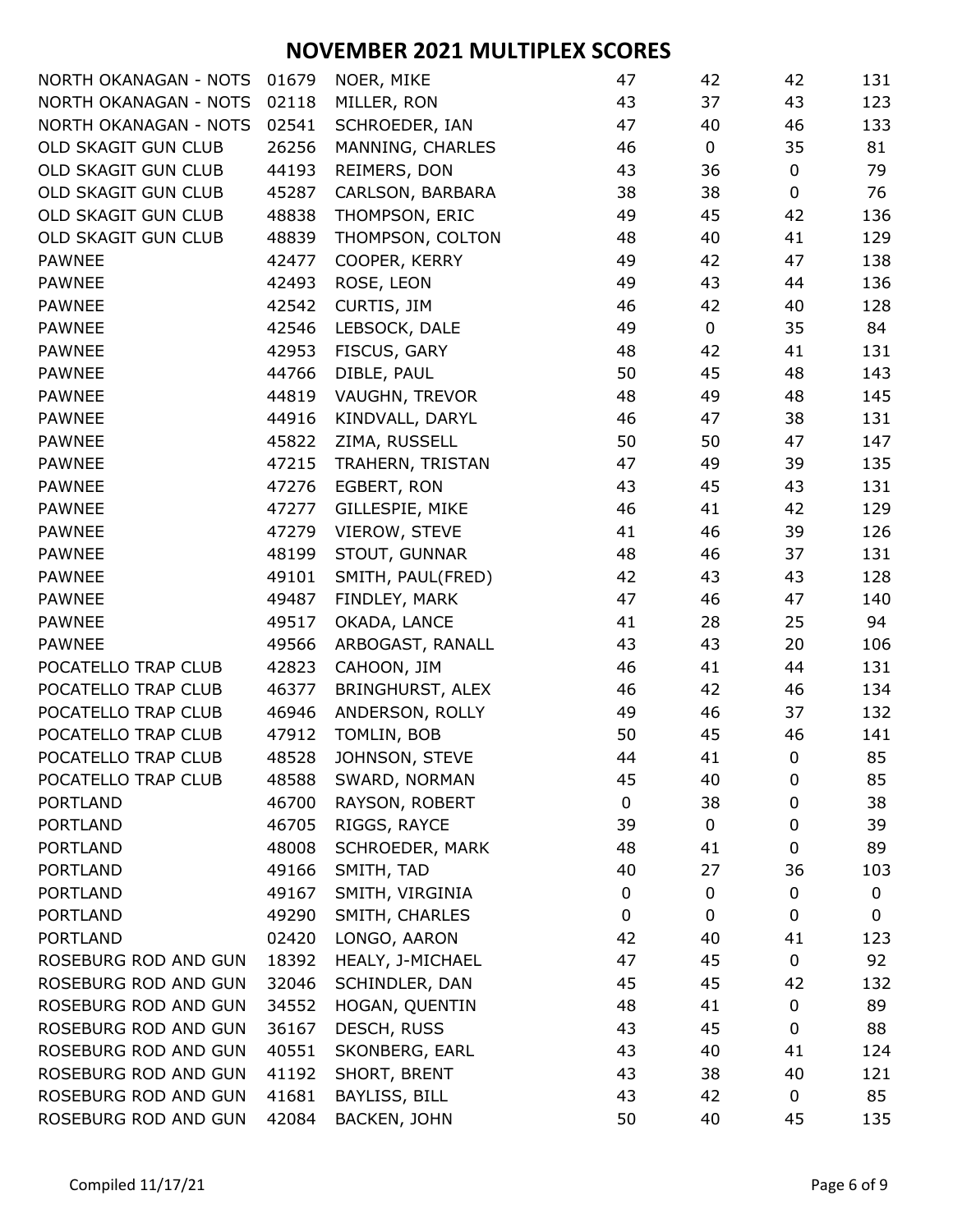# NOVEMBER 2021 MULTIPLEX SCORES

| | | | | | | |
|---|---|---|---|---|---|---|
| NORTH OKANAGAN - NOTS | 01679 | NOER, MIKE | 47 | 42 | 42 | 131 |
| NORTH OKANAGAN - NOTS | 02118 | MILLER, RON | 43 | 37 | 43 | 123 |
| NORTH OKANAGAN - NOTS | 02541 | SCHROEDER, IAN | 47 | 40 | 46 | 133 |
| OLD SKAGIT GUN CLUB | 26256 | MANNING, CHARLES | 46 | 0 | 35 | 81 |
| OLD SKAGIT GUN CLUB | 44193 | REIMERS, DON | 43 | 36 | 0 | 79 |
| OLD SKAGIT GUN CLUB | 45287 | CARLSON, BARBARA | 38 | 38 | 0 | 76 |
| OLD SKAGIT GUN CLUB | 48838 | THOMPSON, ERIC | 49 | 45 | 42 | 136 |
| OLD SKAGIT GUN CLUB | 48839 | THOMPSON, COLTON | 48 | 40 | 41 | 129 |
| PAWNEE | 42477 | COOPER, KERRY | 49 | 42 | 47 | 138 |
| PAWNEE | 42493 | ROSE, LEON | 49 | 43 | 44 | 136 |
| PAWNEE | 42542 | CURTIS, JIM | 46 | 42 | 40 | 128 |
| PAWNEE | 42546 | LEBSOCK, DALE | 49 | 0 | 35 | 84 |
| PAWNEE | 42953 | FISCUS, GARY | 48 | 42 | 41 | 131 |
| PAWNEE | 44766 | DIBLE, PAUL | 50 | 45 | 48 | 143 |
| PAWNEE | 44819 | VAUGHN, TREVOR | 48 | 49 | 48 | 145 |
| PAWNEE | 44916 | KINDVALL, DARYL | 46 | 47 | 38 | 131 |
| PAWNEE | 45822 | ZIMA, RUSSELL | 50 | 50 | 47 | 147 |
| PAWNEE | 47215 | TRAHERN, TRISTAN | 47 | 49 | 39 | 135 |
| PAWNEE | 47276 | EGBERT, RON | 43 | 45 | 43 | 131 |
| PAWNEE | 47277 | GILLESPIE, MIKE | 46 | 41 | 42 | 129 |
| PAWNEE | 47279 | VIEROW, STEVE | 41 | 46 | 39 | 126 |
| PAWNEE | 48199 | STOUT, GUNNAR | 48 | 46 | 37 | 131 |
| PAWNEE | 49101 | SMITH, PAUL(FRED) | 42 | 43 | 43 | 128 |
| PAWNEE | 49487 | FINDLEY, MARK | 47 | 46 | 47 | 140 |
| PAWNEE | 49517 | OKADA, LANCE | 41 | 28 | 25 | 94 |
| PAWNEE | 49566 | ARBOGAST, RANALL | 43 | 43 | 20 | 106 |
| POCATELLO TRAP CLUB | 42823 | CAHOON, JIM | 46 | 41 | 44 | 131 |
| POCATELLO TRAP CLUB | 46377 | BRINGHURST, ALEX | 46 | 42 | 46 | 134 |
| POCATELLO TRAP CLUB | 46946 | ANDERSON, ROLLY | 49 | 46 | 37 | 132 |
| POCATELLO TRAP CLUB | 47912 | TOMLIN, BOB | 50 | 45 | 46 | 141 |
| POCATELLO TRAP CLUB | 48528 | JOHNSON, STEVE | 44 | 41 | 0 | 85 |
| POCATELLO TRAP CLUB | 48588 | SWARD, NORMAN | 45 | 40 | 0 | 85 |
| PORTLAND | 46700 | RAYSON, ROBERT | 0 | 38 | 0 | 38 |
| PORTLAND | 46705 | RIGGS, RAYCE | 39 | 0 | 0 | 39 |
| PORTLAND | 48008 | SCHROEDER, MARK | 48 | 41 | 0 | 89 |
| PORTLAND | 49166 | SMITH, TAD | 40 | 27 | 36 | 103 |
| PORTLAND | 49167 | SMITH, VIRGINIA | 0 | 0 | 0 | 0 |
| PORTLAND | 49290 | SMITH, CHARLES | 0 | 0 | 0 | 0 |
| PORTLAND | 02420 | LONGO, AARON | 42 | 40 | 41 | 123 |
| ROSEBURG ROD AND GUN | 18392 | HEALY, J-MICHAEL | 47 | 45 | 0 | 92 |
| ROSEBURG ROD AND GUN | 32046 | SCHINDLER, DAN | 45 | 45 | 42 | 132 |
| ROSEBURG ROD AND GUN | 34552 | HOGAN, QUENTIN | 48 | 41 | 0 | 89 |
| ROSEBURG ROD AND GUN | 36167 | DESCH, RUSS | 43 | 45 | 0 | 88 |
| ROSEBURG ROD AND GUN | 40551 | SKONBERG, EARL | 43 | 40 | 41 | 124 |
| ROSEBURG ROD AND GUN | 41192 | SHORT, BRENT | 43 | 38 | 40 | 121 |
| ROSEBURG ROD AND GUN | 41681 | BAYLISS, BILL | 43 | 42 | 0 | 85 |
| ROSEBURG ROD AND GUN | 42084 | BACKEN, JOHN | 50 | 40 | 45 | 135 |

Compiled 11/17/21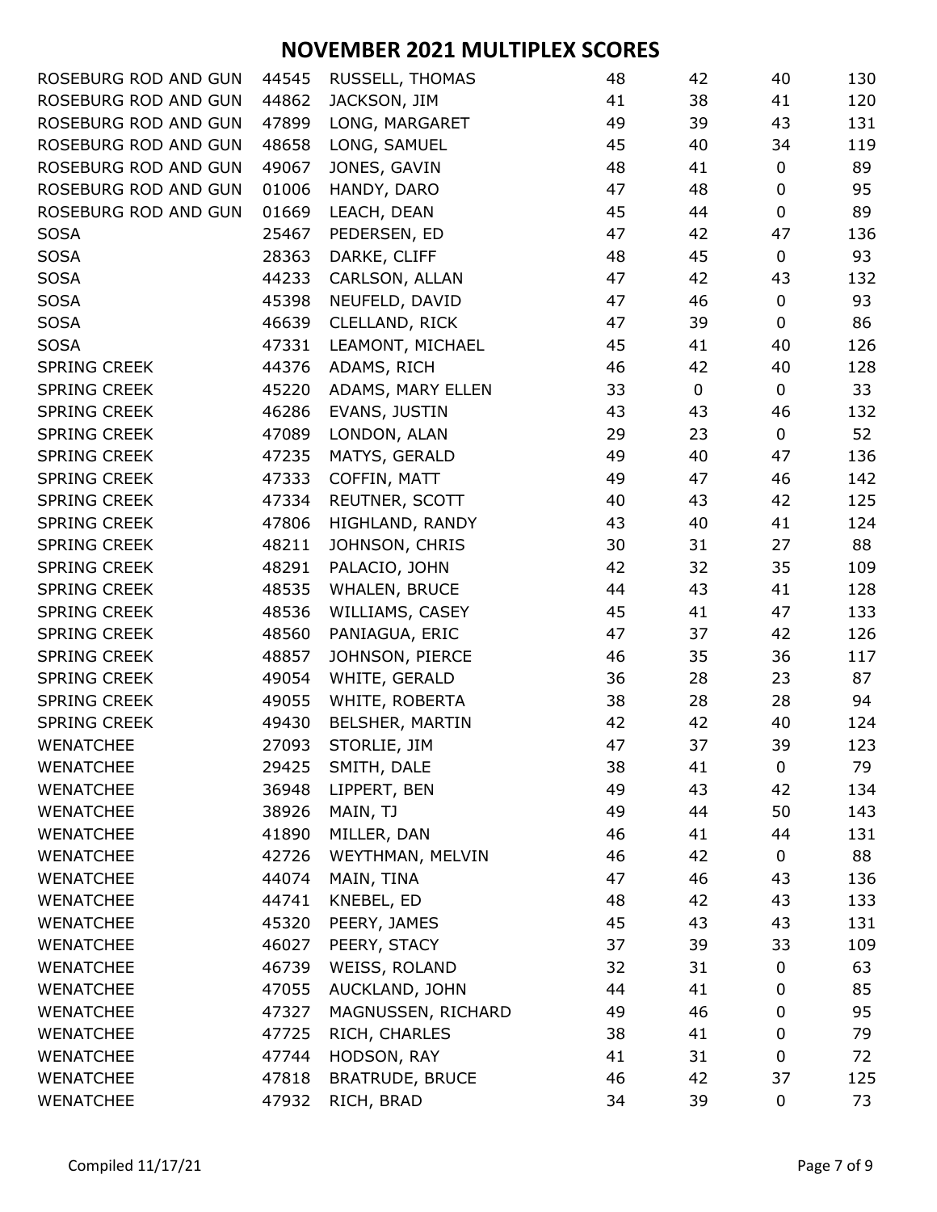# NOVEMBER 2021 MULTIPLEX SCORES

| | | | | | | |
|---|---|---|---|---|---|---|
| ROSEBURG ROD AND GUN | 44545 | RUSSELL, THOMAS | 48 | 42 | 40 | 130 |
| ROSEBURG ROD AND GUN | 44862 | JACKSON, JIM | 41 | 38 | 41 | 120 |
| ROSEBURG ROD AND GUN | 47899 | LONG, MARGARET | 49 | 39 | 43 | 131 |
| ROSEBURG ROD AND GUN | 48658 | LONG, SAMUEL | 45 | 40 | 34 | 119 |
| ROSEBURG ROD AND GUN | 49067 | JONES, GAVIN | 48 | 41 | 0 | 89 |
| ROSEBURG ROD AND GUN | 01006 | HANDY, DARO | 47 | 48 | 0 | 95 |
| ROSEBURG ROD AND GUN | 01669 | LEACH, DEAN | 45 | 44 | 0 | 89 |
| SOSA | 25467 | PEDERSEN, ED | 47 | 42 | 47 | 136 |
| SOSA | 28363 | DARKE, CLIFF | 48 | 45 | 0 | 93 |
| SOSA | 44233 | CARLSON, ALLAN | 47 | 42 | 43 | 132 |
| SOSA | 45398 | NEUFELD, DAVID | 47 | 46 | 0 | 93 |
| SOSA | 46639 | CLELLAND, RICK | 47 | 39 | 0 | 86 |
| SOSA | 47331 | LEAMONT, MICHAEL | 45 | 41 | 40 | 126 |
| SPRING CREEK | 44376 | ADAMS, RICH | 46 | 42 | 40 | 128 |
| SPRING CREEK | 45220 | ADAMS, MARY ELLEN | 33 | 0 | 0 | 33 |
| SPRING CREEK | 46286 | EVANS, JUSTIN | 43 | 43 | 46 | 132 |
| SPRING CREEK | 47089 | LONDON, ALAN | 29 | 23 | 0 | 52 |
| SPRING CREEK | 47235 | MATYS, GERALD | 49 | 40 | 47 | 136 |
| SPRING CREEK | 47333 | COFFIN, MATT | 49 | 47 | 46 | 142 |
| SPRING CREEK | 47334 | REUTNER, SCOTT | 40 | 43 | 42 | 125 |
| SPRING CREEK | 47806 | HIGHLAND, RANDY | 43 | 40 | 41 | 124 |
| SPRING CREEK | 48211 | JOHNSON, CHRIS | 30 | 31 | 27 | 88 |
| SPRING CREEK | 48291 | PALACIO, JOHN | 42 | 32 | 35 | 109 |
| SPRING CREEK | 48535 | WHALEN, BRUCE | 44 | 43 | 41 | 128 |
| SPRING CREEK | 48536 | WILLIAMS, CASEY | 45 | 41 | 47 | 133 |
| SPRING CREEK | 48560 | PANIAGUA, ERIC | 47 | 37 | 42 | 126 |
| SPRING CREEK | 48857 | JOHNSON, PIERCE | 46 | 35 | 36 | 117 |
| SPRING CREEK | 49054 | WHITE, GERALD | 36 | 28 | 23 | 87 |
| SPRING CREEK | 49055 | WHITE, ROBERTA | 38 | 28 | 28 | 94 |
| SPRING CREEK | 49430 | BELSHER, MARTIN | 42 | 42 | 40 | 124 |
| WENATCHEE | 27093 | STORLIE, JIM | 47 | 37 | 39 | 123 |
| WENATCHEE | 29425 | SMITH, DALE | 38 | 41 | 0 | 79 |
| WENATCHEE | 36948 | LIPPERT, BEN | 49 | 43 | 42 | 134 |
| WENATCHEE | 38926 | MAIN, TJ | 49 | 44 | 50 | 143 |
| WENATCHEE | 41890 | MILLER, DAN | 46 | 41 | 44 | 131 |
| WENATCHEE | 42726 | WEYTHMAN, MELVIN | 46 | 42 | 0 | 88 |
| WENATCHEE | 44074 | MAIN, TINA | 47 | 46 | 43 | 136 |
| WENATCHEE | 44741 | KNEBEL, ED | 48 | 42 | 43 | 133 |
| WENATCHEE | 45320 | PEERY, JAMES | 45 | 43 | 43 | 131 |
| WENATCHEE | 46027 | PEERY, STACY | 37 | 39 | 33 | 109 |
| WENATCHEE | 46739 | WEISS, ROLAND | 32 | 31 | 0 | 63 |
| WENATCHEE | 47055 | AUCKLAND, JOHN | 44 | 41 | 0 | 85 |
| WENATCHEE | 47327 | MAGNUSSEN, RICHARD | 49 | 46 | 0 | 95 |
| WENATCHEE | 47725 | RICH, CHARLES | 38 | 41 | 0 | 79 |
| WENATCHEE | 47744 | HODSON, RAY | 41 | 31 | 0 | 72 |
| WENATCHEE | 47818 | BRATRUDE, BRUCE | 46 | 42 | 37 | 125 |
| WENATCHEE | 47932 | RICH, BRAD | 34 | 39 | 0 | 73 |

Compiled 11/17/21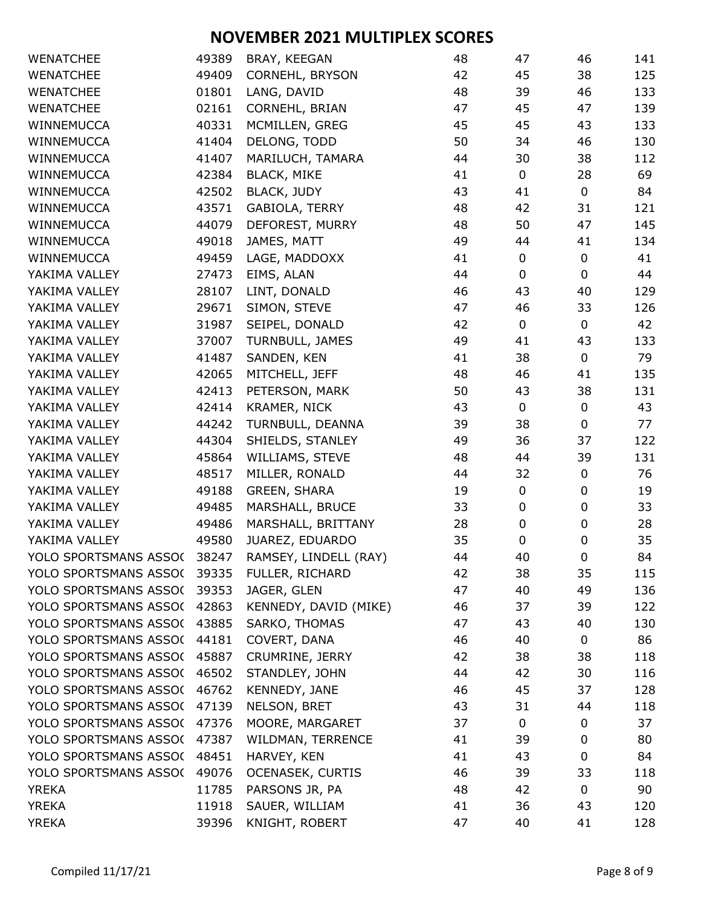# NOVEMBER 2021 MULTIPLEX SCORES

| | | | | | | |
|---|---|---|---|---|---|---|
| WENATCHEE | 49389 | BRAY, KEEGAN | 48 | 47 | 46 | 141 |
| WENATCHEE | 49409 | CORNEHL, BRYSON | 42 | 45 | 38 | 125 |
| WENATCHEE | 01801 | LANG, DAVID | 48 | 39 | 46 | 133 |
| WENATCHEE | 02161 | CORNEHL, BRIAN | 47 | 45 | 47 | 139 |
| WINNEMUCCA | 40331 | MCMILLEN, GREG | 45 | 45 | 43 | 133 |
| WINNEMUCCA | 41404 | DELONG, TODD | 50 | 34 | 46 | 130 |
| WINNEMUCCA | 41407 | MARILUCH, TAMARA | 44 | 30 | 38 | 112 |
| WINNEMUCCA | 42384 | BLACK, MIKE | 41 | 0 | 28 | 69 |
| WINNEMUCCA | 42502 | BLACK, JUDY | 43 | 41 | 0 | 84 |
| WINNEMUCCA | 43571 | GABIOLA, TERRY | 48 | 42 | 31 | 121 |
| WINNEMUCCA | 44079 | DEFOREST, MURRY | 48 | 50 | 47 | 145 |
| WINNEMUCCA | 49018 | JAMES, MATT | 49 | 44 | 41 | 134 |
| WINNEMUCCA | 49459 | LAGE, MADDOXX | 41 | 0 | 0 | 41 |
| YAKIMA VALLEY | 27473 | EIMS, ALAN | 44 | 0 | 0 | 44 |
| YAKIMA VALLEY | 28107 | LINT, DONALD | 46 | 43 | 40 | 129 |
| YAKIMA VALLEY | 29671 | SIMON, STEVE | 47 | 46 | 33 | 126 |
| YAKIMA VALLEY | 31987 | SEIPEL, DONALD | 42 | 0 | 0 | 42 |
| YAKIMA VALLEY | 37007 | TURNBULL, JAMES | 49 | 41 | 43 | 133 |
| YAKIMA VALLEY | 41487 | SANDEN, KEN | 41 | 38 | 0 | 79 |
| YAKIMA VALLEY | 42065 | MITCHELL, JEFF | 48 | 46 | 41 | 135 |
| YAKIMA VALLEY | 42413 | PETERSON, MARK | 50 | 43 | 38 | 131 |
| YAKIMA VALLEY | 42414 | KRAMER, NICK | 43 | 0 | 0 | 43 |
| YAKIMA VALLEY | 44242 | TURNBULL, DEANNA | 39 | 38 | 0 | 77 |
| YAKIMA VALLEY | 44304 | SHIELDS, STANLEY | 49 | 36 | 37 | 122 |
| YAKIMA VALLEY | 45864 | WILLIAMS, STEVE | 48 | 44 | 39 | 131 |
| YAKIMA VALLEY | 48517 | MILLER, RONALD | 44 | 32 | 0 | 76 |
| YAKIMA VALLEY | 49188 | GREEN, SHARA | 19 | 0 | 0 | 19 |
| YAKIMA VALLEY | 49485 | MARSHALL, BRUCE | 33 | 0 | 0 | 33 |
| YAKIMA VALLEY | 49486 | MARSHALL, BRITTANY | 28 | 0 | 0 | 28 |
| YAKIMA VALLEY | 49580 | JUAREZ, EDUARDO | 35 | 0 | 0 | 35 |
| YOLO SPORTSMANS ASSOC | 38247 | RAMSEY, LINDELL (RAY) | 44 | 40 | 0 | 84 |
| YOLO SPORTSMANS ASSOC | 39335 | FULLER, RICHARD | 42 | 38 | 35 | 115 |
| YOLO SPORTSMANS ASSOC | 39353 | JAGER, GLEN | 47 | 40 | 49 | 136 |
| YOLO SPORTSMANS ASSOC | 42863 | KENNEDY, DAVID (MIKE) | 46 | 37 | 39 | 122 |
| YOLO SPORTSMANS ASSOC | 43885 | SARKO, THOMAS | 47 | 43 | 40 | 130 |
| YOLO SPORTSMANS ASSOC | 44181 | COVERT, DANA | 46 | 40 | 0 | 86 |
| YOLO SPORTSMANS ASSOC | 45887 | CRUMRINE, JERRY | 42 | 38 | 38 | 118 |
| YOLO SPORTSMANS ASSOC | 46502 | STANDLEY, JOHN | 44 | 42 | 30 | 116 |
| YOLO SPORTSMANS ASSOC | 46762 | KENNEDY, JANE | 46 | 45 | 37 | 128 |
| YOLO SPORTSMANS ASSOC | 47139 | NELSON, BRET | 43 | 31 | 44 | 118 |
| YOLO SPORTSMANS ASSOC | 47376 | MOORE, MARGARET | 37 | 0 | 0 | 37 |
| YOLO SPORTSMANS ASSOC | 47387 | WILDMAN, TERRENCE | 41 | 39 | 0 | 80 |
| YOLO SPORTSMANS ASSOC | 48451 | HARVEY, KEN | 41 | 43 | 0 | 84 |
| YOLO SPORTSMANS ASSOC | 49076 | OCENASEK, CURTIS | 46 | 39 | 33 | 118 |
| YREKA | 11785 | PARSONS JR, PA | 48 | 42 | 0 | 90 |
| YREKA | 11918 | SAUER, WILLIAM | 41 | 36 | 43 | 120 |
| YREKA | 39396 | KNIGHT, ROBERT | 47 | 40 | 41 | 128 |

Compiled 11/17/21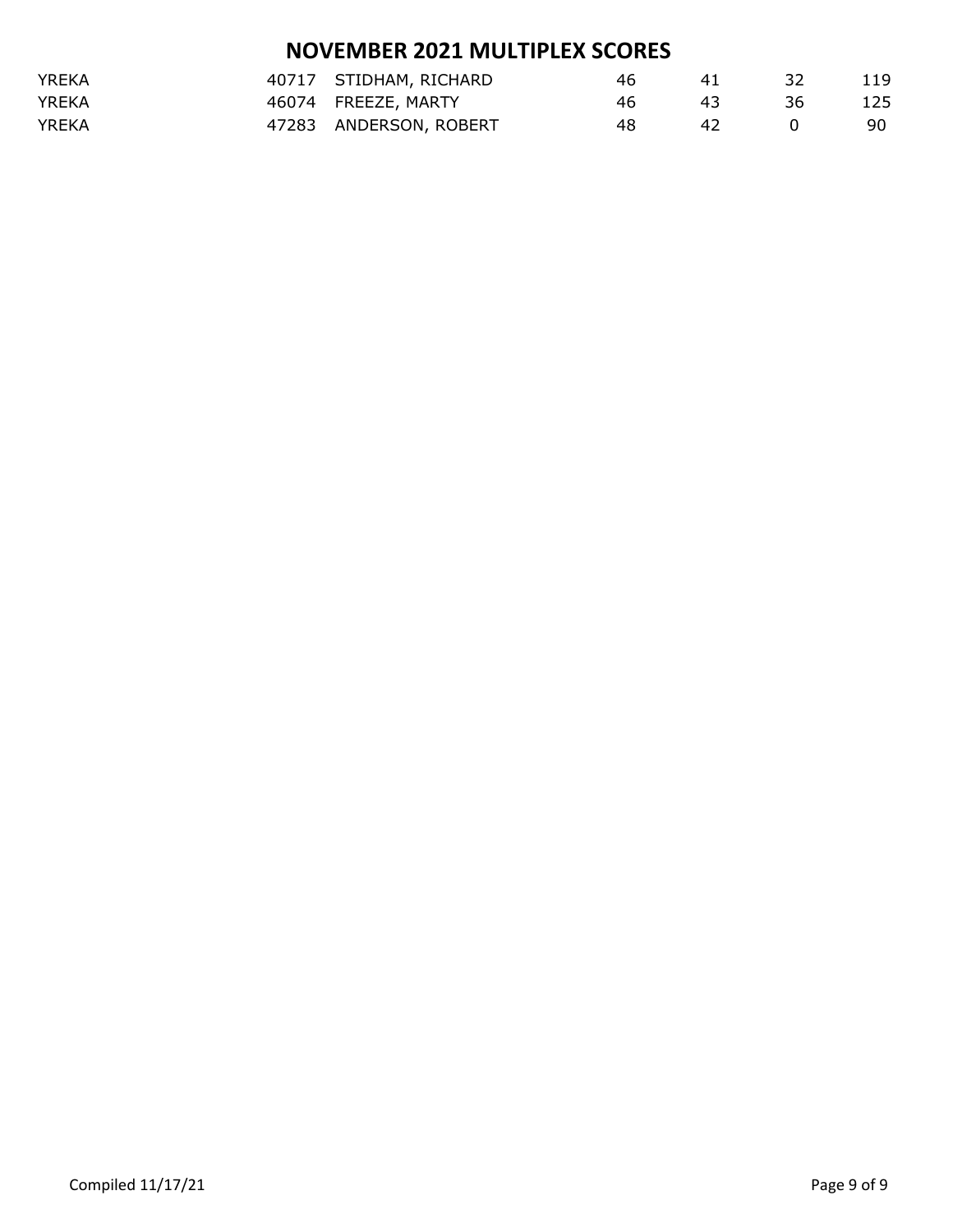# NOVEMBER 2021 MULTIPLEX SCORES

| | | | | | | |
|---|---|---|---|---|---|---|
| YREKA | 40717 | STIDHAM, RICHARD | 46 | 41 | 32 | 119 |
| YREKA | 46074 | FREEZE, MARTY | 46 | 43 | 36 | 125 |
| YREKA | 47283 | ANDERSON, ROBERT | 48 | 42 | 0 | 90 |

Compiled 11/17/21